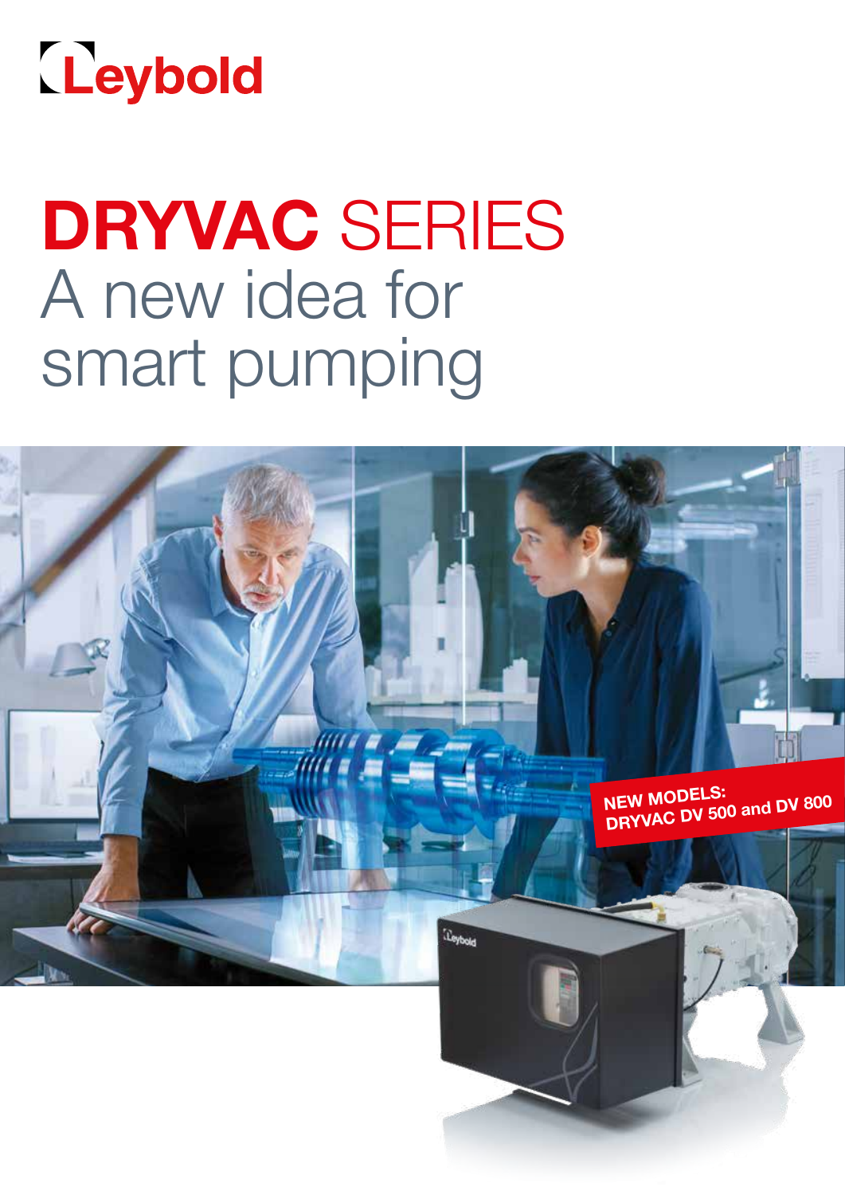Leybold

# DRYVAC SERIES
A new idea for smart pumping

NEW MODELS:
DRYVAC DV 500 and DV 800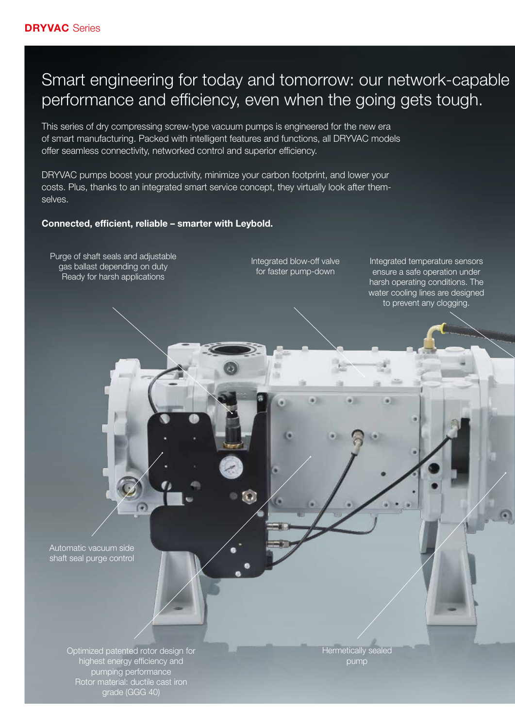# Smart engineering for today and tomorrow: our network-capable performance and efficiency, even when the going gets tough.

This series of dry compressing screw-type vacuum pumps is engineered for the new era of smart manufacturing. Packed with intelligent features and functions, all DRYVAC models offer seamless connectivity, networked control and superior efficiency.

DRYVAC pumps boost your productivity, minimize your carbon footprint, and lower your costs. Plus, thanks to an integrated smart service concept, they virtually look after themselves.

**Connected, efficient, reliable – smarter with Leybold.**

Purge of shaft seals and adjustable gas ballast depending on duty
Ready for harsh applications

Integrated blow-off valve for faster pump-down

Integrated temperature sensors ensure a safe operation under harsh operating conditions. The water cooling lines are designed to prevent any clogging.

Automatic vacuum side shaft seal purge control

Optimized patented rotor design for highest energy efficiency and pumping performance
Rotor material: ductile cast iron grade (GGG 40)

Hermetically sealed pump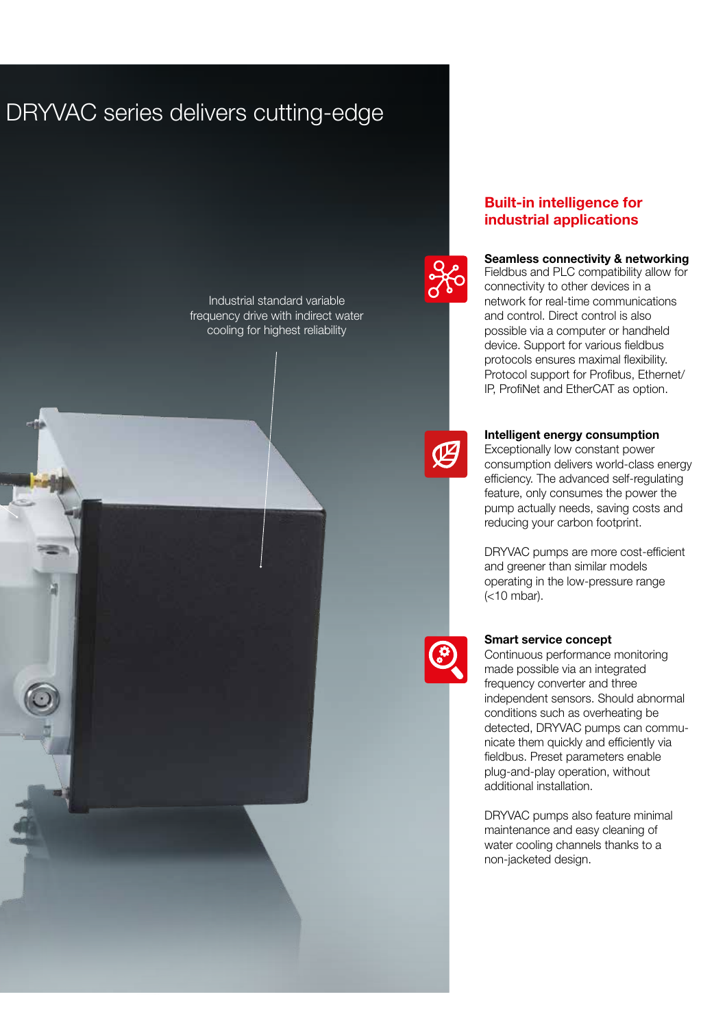# DRYVAC series delivers cutting-edge

Industrial standard variable frequency drive with indirect water cooling for highest reliability

## Built-in intelligence for industrial applications

**Seamless connectivity & networking**
Fieldbus and PLC compatibility allow for connectivity to other devices in a network for real-time communications and control. Direct control is also possible via a computer or handheld device. Support for various fieldbus protocols ensures maximal flexibility. Protocol support for Profibus, Ethernet/IP, ProfiNet and EtherCAT as option.

**Intelligent energy consumption**
Exceptionally low constant power consumption delivers world-class energy efficiency. The advanced self-regulating feature, only consumes the power the pump actually needs, saving costs and reducing your carbon footprint.

DRYVAC pumps are more cost-efficient and greener than similar models operating in the low-pressure range (<10 mbar).

**Smart service concept**
Continuous performance monitoring made possible via an integrated frequency converter and three independent sensors. Should abnormal conditions such as overheating be detected, DRYVAC pumps can communicate them quickly and efficiently via fieldbus. Preset parameters enable plug-and-play operation, without additional installation.

DRYVAC pumps also feature minimal maintenance and easy cleaning of water cooling channels thanks to a non-jacketed design.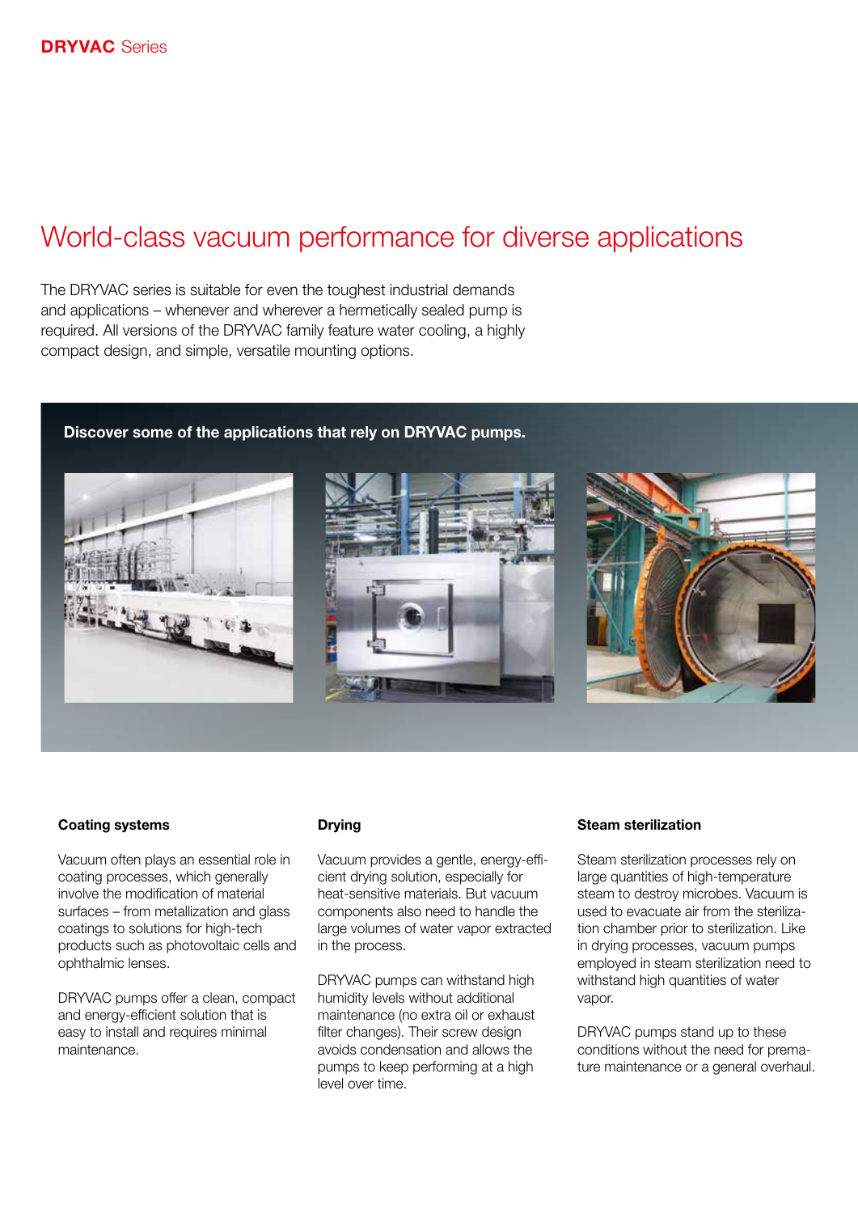# World-class vacuum performance for diverse applications

The DRYVAC series is suitable for even the toughest industrial demands and applications – whenever and wherever a hermetically sealed pump is required. All versions of the DRYVAC family feature water cooling, a highly compact design, and simple, versatile mounting options.

**Discover some of the applications that rely on DRYVAC pumps.**

### Coating systems

Vacuum often plays an essential role in coating processes, which generally involve the modification of material surfaces – from metallization and glass coatings to solutions for high-tech products such as photovoltaic cells and ophthalmic lenses.

DRYVAC pumps offer a clean, compact and energy-efficient solution that is easy to install and requires minimal maintenance.

### Drying

Vacuum provides a gentle, energy-efficient drying solution, especially for heat-sensitive materials. But vacuum components also need to handle the large volumes of water vapor extracted in the process.

DRYVAC pumps can withstand high humidity levels without additional maintenance (no extra oil or exhaust filter changes). Their screw design avoids condensation and allows the pumps to keep performing at a high level over time.

### Steam sterilization

Steam sterilization processes rely on large quantities of high-temperature steam to destroy microbes. Vacuum is used to evacuate air from the sterilization chamber prior to sterilization. Like in drying processes, vacuum pumps employed in steam sterilization need to withstand high quantities of water vapor.

DRYVAC pumps stand up to these conditions without the need for premature maintenance or a general overhaul.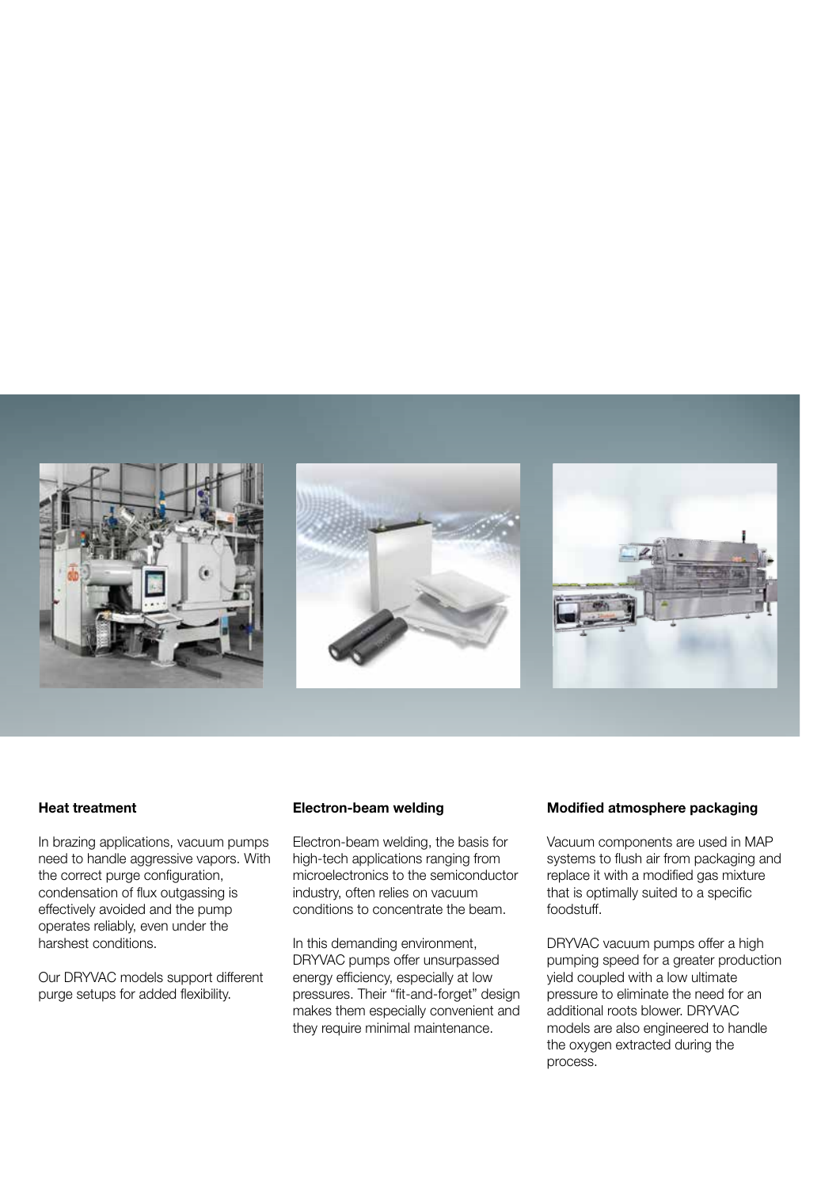### Heat treatment

In brazing applications, vacuum pumps need to handle aggressive vapors. With the correct purge configuration, condensation of flux outgassing is effectively avoided and the pump operates reliably, even under the harshest conditions.

Our DRYVAC models support different purge setups for added flexibility.

### Electron-beam welding

Electron-beam welding, the basis for high-tech applications ranging from microelectronics to the semiconductor industry, often relies on vacuum conditions to concentrate the beam.

In this demanding environment, DRYVAC pumps offer unsurpassed energy efficiency, especially at low pressures. Their "fit-and-forget" design makes them especially convenient and they require minimal maintenance.

### Modified atmosphere packaging

Vacuum components are used in MAP systems to flush air from packaging and replace it with a modified gas mixture that is optimally suited to a specific foodstuff.

DRYVAC vacuum pumps offer a high pumping speed for a greater production yield coupled with a low ultimate pressure to eliminate the need for an additional roots blower. DRYVAC models are also engineered to handle the oxygen extracted during the process.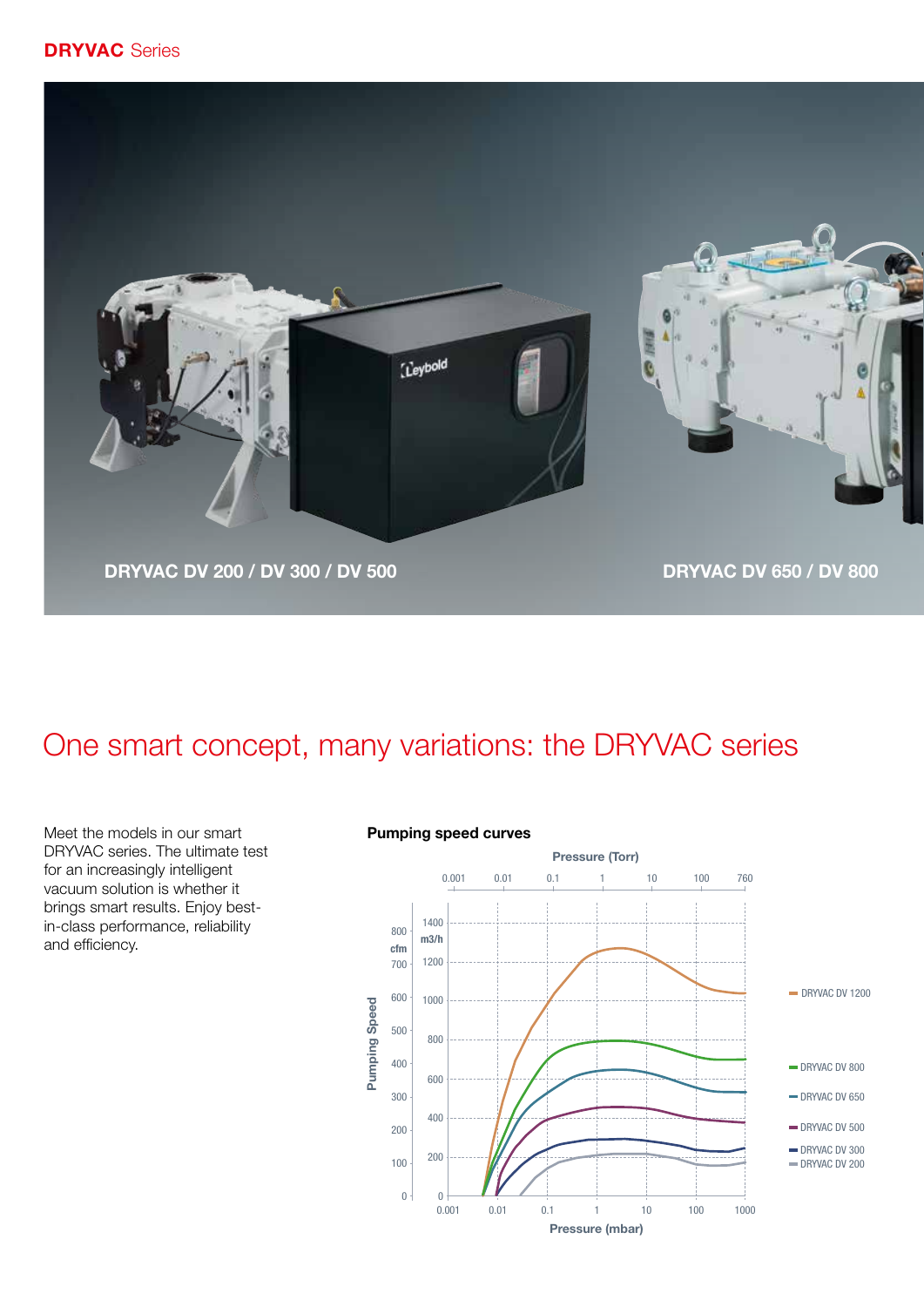**DRYVAC** Series

DRYVAC DV 200 / DV 300 / DV 500

DRYVAC DV 650 / DV 800

# One smart concept, many variations: the DRYVAC series

Meet the models in our smart DRYVAC series. The ultimate test for an increasingly intelligent vacuum solution is whether it brings smart results. Enjoy best-in-class performance, reliability and efficiency.

**Pumping speed curves**

Pressure (Torr): 0.001, 0.01, 0.1, 1, 10, 100, 760

Pumping Speed: cfm 0–800; m3/h 0–1400

Pressure (mbar): 0.001, 0.01, 0.1, 1, 10, 100, 1000

- DRYVAC DV 1200
- DRYVAC DV 800
- DRYVAC DV 650
- DRYVAC DV 500
- DRYVAC DV 300
- DRYVAC DV 200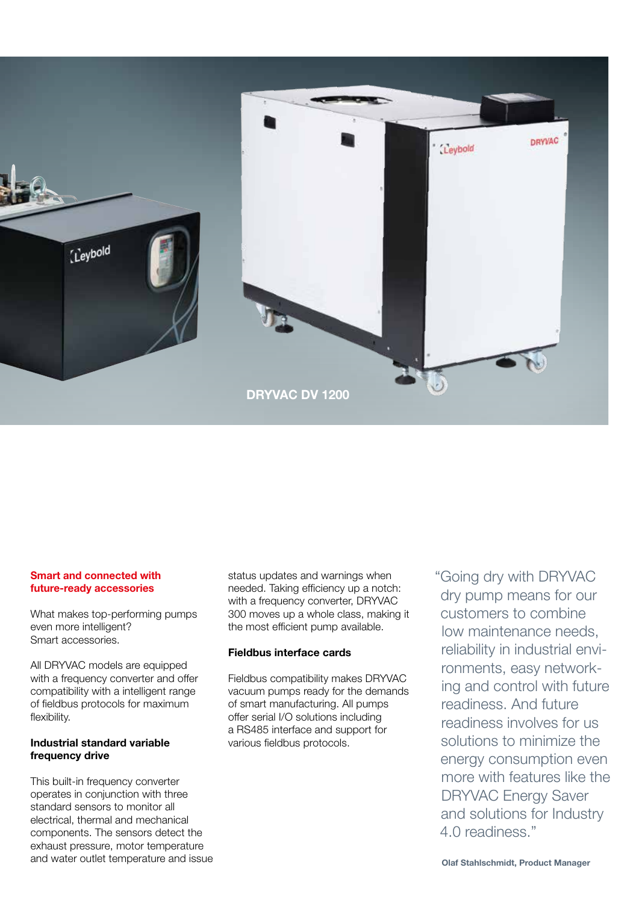DRYVAC DV 1200

## Smart and connected with future-ready accessories

What makes top-performing pumps even more intelligent? Smart accessories.

All DRYVAC models are equipped with a frequency converter and offer compatibility with a intelligent range of fieldbus protocols for maximum flexibility.

### Industrial standard variable frequency drive

This built-in frequency converter operates in conjunction with three standard sensors to monitor all electrical, thermal and mechanical components. The sensors detect the exhaust pressure, motor temperature and water outlet temperature and issue status updates and warnings when needed. Taking efficiency up a notch: with a frequency converter, DRYVAC 300 moves up a whole class, making it the most efficient pump available.

### Fieldbus interface cards

Fieldbus compatibility makes DRYVAC vacuum pumps ready for the demands of smart manufacturing. All pumps offer serial I/O solutions including a RS485 interface and support for various fieldbus protocols.

"Going dry with DRYVAC dry pump means for our customers to combine low maintenance needs, reliability in industrial environments, easy networking and control with future readiness. And future readiness involves for us solutions to minimize the energy consumption even more with features like the DRYVAC Energy Saver and solutions for Industry 4.0 readiness."

**Olaf Stahlschmidt, Product Manager**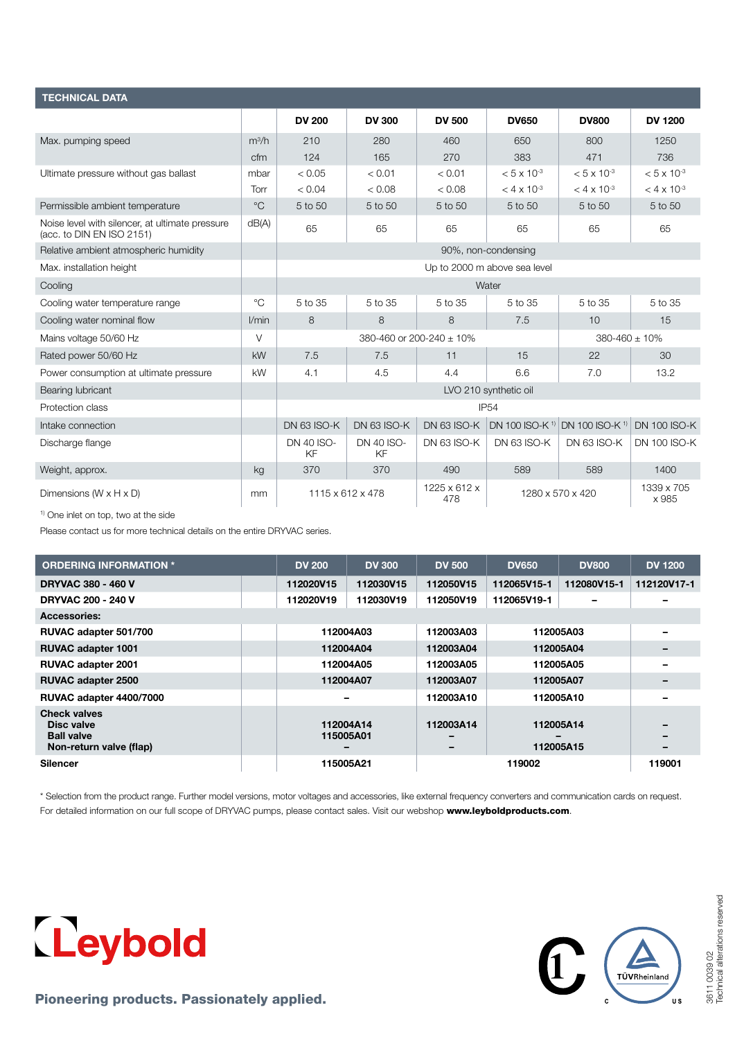## TECHNICAL DATA

| | | DV 200 | DV 300 | DV 500 | DV650 | DV800 | DV 1200 |
|---|---|---|---|---|---|---|---|
| Max. pumping speed | m³/h | 210 | 280 | 460 | 650 | 800 | 1250 |
| | cfm | 124 | 165 | 270 | 383 | 471 | 736 |
| Ultimate pressure without gas ballast | mbar | < 0.05 | < 0.01 | < 0.01 | < 5 x $10^{-3}$ | < 5 x $10^{-3}$ | < 5 x $10^{-3}$ |
| | Torr | < 0.04 | < 0.08 | < 0.08 | < 4 x $10^{-3}$ | < 4 x $10^{-3}$ | < 4 x $10^{-3}$ |
| Permissible ambient temperature | °C | 5 to 50 | 5 to 50 | 5 to 50 | 5 to 50 | 5 to 50 | 5 to 50 |
| Noise level with silencer, at ultimate pressure (acc. to DIN EN ISO 2151) | dB(A) | 65 | 65 | 65 | 65 | 65 | 65 |
| Relative ambient atmospheric humidity | | 90%, non-condensing | | | | | |
| Max. installation height | | Up to 2000 m above sea level | | | | | |
| Cooling | | Water | | | | | |
| Cooling water temperature range | °C | 5 to 35 | 5 to 35 | 5 to 35 | 5 to 35 | 5 to 35 | 5 to 35 |
| Cooling water nominal flow | l/min | 8 | 8 | 8 | 7.5 | 10 | 15 |
| Mains voltage 50/60 Hz | V | 380-460 or 200-240 ± 10% | | | | 380-460 ± 10% | |
| Rated power 50/60 Hz | kW | 7.5 | 7.5 | 11 | 15 | 22 | 30 |
| Power consumption at ultimate pressure | kW | 4.1 | 4.5 | 4.4 | 6.6 | 7.0 | 13.2 |
| Bearing lubricant | | LVO 210 synthetic oil | | | | | |
| Protection class | | IP54 | | | | | |
| Intake connection | | DN 63 ISO-K | DN 63 ISO-K | DN 63 ISO-K | DN 100 ISO-K [1] | DN 100 ISO-K [1] | DN 100 ISO-K |
| Discharge flange | | DN 40 ISO-KF | DN 40 ISO-KF | DN 63 ISO-K | DN 63 ISO-K | DN 63 ISO-K | DN 100 ISO-K |
| Weight, approx. | kg | 370 | 370 | 490 | 589 | 589 | 1400 |
| Dimensions (W x H x D) | mm | 1115 x 612 x 478 | | 1225 x 612 x 478 | 1280 x 570 x 420 | | 1339 x 705 x 985 |

[1] One inlet on top, two at the side

Please contact us for more technical details on the entire DRYVAC series.

| ORDERING INFORMATION * | | DV 200 | DV 300 | DV 500 | DV650 | DV800 | DV 1200 |
|---|---|---|---|---|---|---|---|
| **DRYVAC 380 - 460 V** | | 112020V15 | 112030V15 | 112050V15 | 112065V15-1 | 112080V15-1 | 112120V17-1 |
| **DRYVAC 200 - 240 V** | | 112020V19 | 112030V19 | 112050V19 | 112065V19-1 | – | – |
| **Accessories:** | | | | | | | |
| **RUVAC adapter 501/700** | | 112004A03 | | 112003A03 | 112005A03 | | – |
| **RUVAC adapter 1001** | | 112004A04 | | 112003A04 | 112005A04 | | – |
| **RUVAC adapter 2001** | | 112004A05 | | 112003A05 | 112005A05 | | – |
| **RUVAC adapter 2500** | | 112004A07 | | 112003A07 | 112005A07 | | – |
| **RUVAC adapter 4400/7000** | | – | | 112003A10 | 112005A10 | | – |
| **Check valves** | | | | | | | |
| **Disc valve** | | 112004A14 | | 112003A14 | 112005A14 | | – |
| **Ball valve** | | 115005A01 | | – | – | | – |
| **Non-return valve (flap)** | | – | | – | 112005A15 | | – |
| **Silencer** | | 115005A21 | | 119002 | | | 119001 |

* Selection from the product range. Further model versions, motor voltages and accessories, like external frequency converters and communication cards on request. For detailed information on our full scope of DRYVAC pumps, please contact sales. Visit our webshop **www.leyboldproducts.com**.

Leybold

**Pioneering products. Passionately applied.**

3611 0039 02
Technical alterations reserved